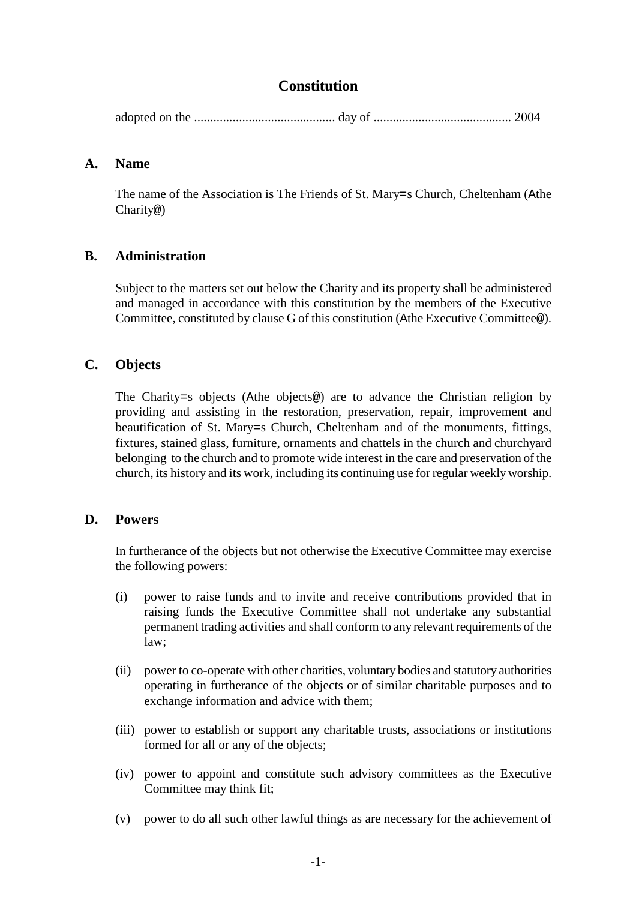# Constitution

adopted on the ............................................ day of ........................................... 2004

## A. Name

The name of the Association is The Friends of St. Mary=s Church, Cheltenham (Athe Charity@)

## B. Administration

Subject to the matters set out below the Charity and its property shall be administered and managed in accordance with this constitution by the members of the Executive Committee, constituted by clause G of this constitution (Athe Executive Committee@).

## C. Objects

The Charity=s objects (Athe objects@) are to advance the Christian religion by providing and assisting in the restoration, preservation, repair, improvement and beautification of St. Mary=s Church, Cheltenham and of the monuments, fittings, fixtures, stained glass, furniture, ornaments and chattels in the church and churchyard belonging to the church and to promote wide interest in the care and preservation of the church, its history and its work, including its continuing use for regular weekly worship.

## D. Powers

In furtherance of the objects but not otherwise the Executive Committee may exercise the following powers:

(i) power to raise funds and to invite and receive contributions provided that in raising funds the Executive Committee shall not undertake any substantial permanent trading activities and shall conform to any relevant requirements of the law;

(ii) power to co-operate with other charities, voluntary bodies and statutory authorities operating in furtherance of the objects or of similar charitable purposes and to exchange information and advice with them;

(iii) power to establish or support any charitable trusts, associations or institutions formed for all or any of the objects;

(iv) power to appoint and constitute such advisory committees as the Executive Committee may think fit;

(v) power to do all such other lawful things as are necessary for the achievement of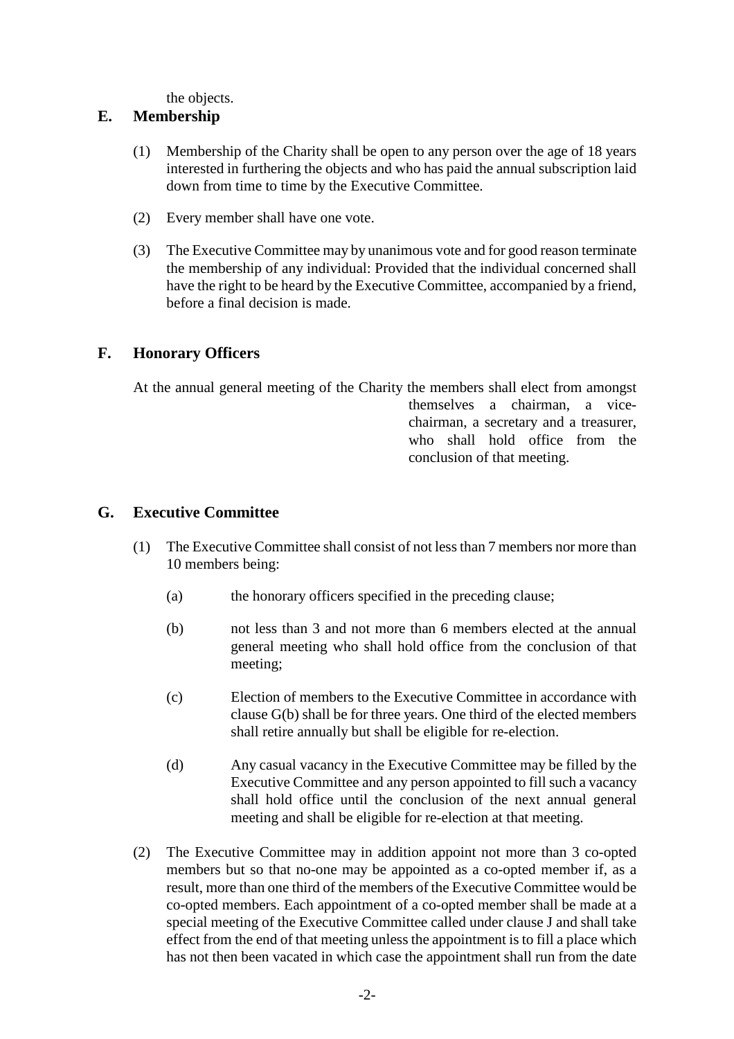the objects.

## E. Membership

(1) Membership of the Charity shall be open to any person over the age of 18 years interested in furthering the objects and who has paid the annual subscription laid down from time to time by the Executive Committee.

(2) Every member shall have one vote.

(3) The Executive Committee may by unanimous vote and for good reason terminate the membership of any individual: Provided that the individual concerned shall have the right to be heard by the Executive Committee, accompanied by a friend, before a final decision is made.

## F. Honorary Officers

At the annual general meeting of the Charity the members shall elect from amongst themselves a chairman, a vice-chairman, a secretary and a treasurer, who shall hold office from the conclusion of that meeting.

## G. Executive Committee

(1) The Executive Committee shall consist of not less than 7 members nor more than 10 members being:

(a) the honorary officers specified in the preceding clause;

(b) not less than 3 and not more than 6 members elected at the annual general meeting who shall hold office from the conclusion of that meeting;

(c) Election of members to the Executive Committee in accordance with clause G(b) shall be for three years. One third of the elected members shall retire annually but shall be eligible for re-election.

(d) Any casual vacancy in the Executive Committee may be filled by the Executive Committee and any person appointed to fill such a vacancy shall hold office until the conclusion of the next annual general meeting and shall be eligible for re-election at that meeting.

(2) The Executive Committee may in addition appoint not more than 3 co-opted members but so that no-one may be appointed as a co-opted member if, as a result, more than one third of the members of the Executive Committee would be co-opted members. Each appointment of a co-opted member shall be made at a special meeting of the Executive Committee called under clause J and shall take effect from the end of that meeting unless the appointment is to fill a place which has not then been vacated in which case the appointment shall run from the date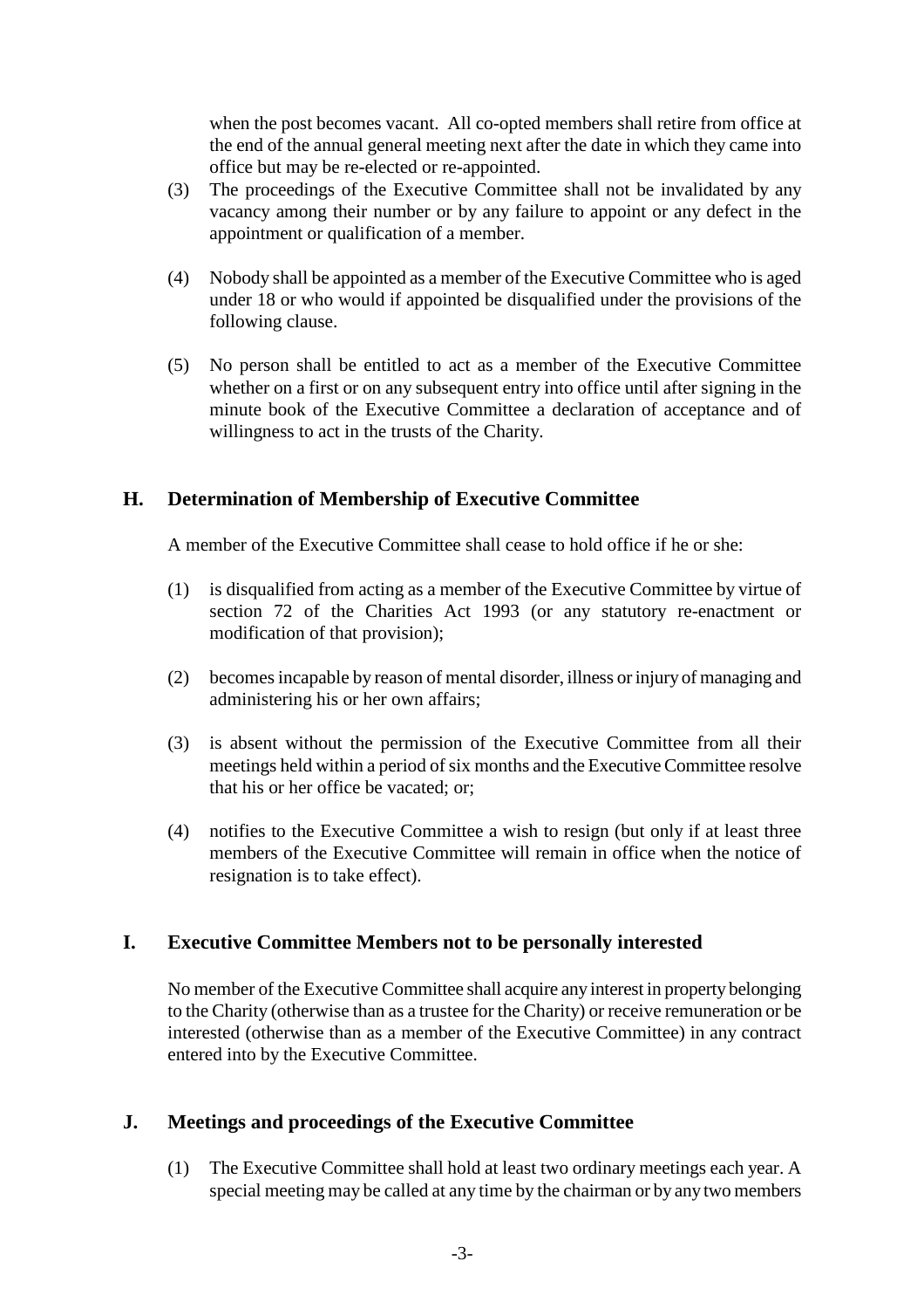when the post becomes vacant. All co-opted members shall retire from office at the end of the annual general meeting next after the date in which they came into office but may be re-elected or re-appointed.

(3) The proceedings of the Executive Committee shall not be invalidated by any vacancy among their number or by any failure to appoint or any defect in the appointment or qualification of a member.

(4) Nobody shall be appointed as a member of the Executive Committee who is aged under 18 or who would if appointed be disqualified under the provisions of the following clause.

(5) No person shall be entitled to act as a member of the Executive Committee whether on a first or on any subsequent entry into office until after signing in the minute book of the Executive Committee a declaration of acceptance and of willingness to act in the trusts of the Charity.

## H. Determination of Membership of Executive Committee

A member of the Executive Committee shall cease to hold office if he or she:

(1) is disqualified from acting as a member of the Executive Committee by virtue of section 72 of the Charities Act 1993 (or any statutory re-enactment or modification of that provision);

(2) becomes incapable by reason of mental disorder, illness or injury of managing and administering his or her own affairs;

(3) is absent without the permission of the Executive Committee from all their meetings held within a period of six months and the Executive Committee resolve that his or her office be vacated; or;

(4) notifies to the Executive Committee a wish to resign (but only if at least three members of the Executive Committee will remain in office when the notice of resignation is to take effect).

## I. Executive Committee Members not to be personally interested

No member of the Executive Committee shall acquire any interest in property belonging to the Charity (otherwise than as a trustee for the Charity) or receive remuneration or be interested (otherwise than as a member of the Executive Committee) in any contract entered into by the Executive Committee.

## J. Meetings and proceedings of the Executive Committee

(1) The Executive Committee shall hold at least two ordinary meetings each year. A special meeting may be called at any time by the chairman or by any two members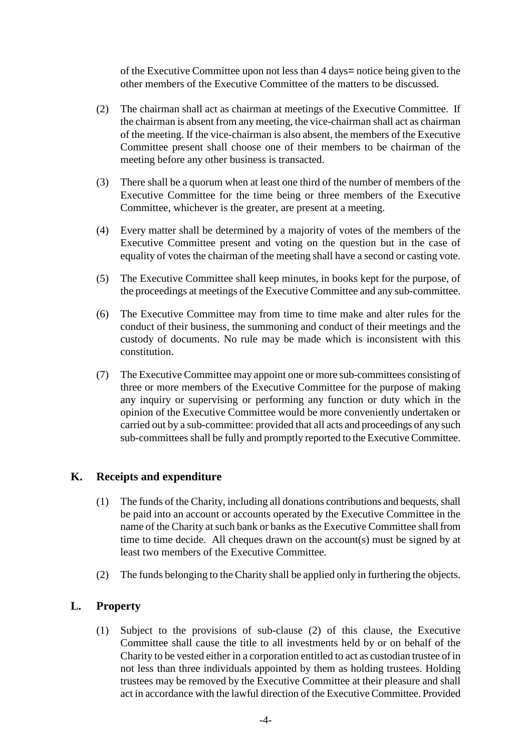of the Executive Committee upon not less than 4 days= notice being given to the other members of the Executive Committee of the matters to be discussed.

(2) The chairman shall act as chairman at meetings of the Executive Committee. If the chairman is absent from any meeting, the vice-chairman shall act as chairman of the meeting. If the vice-chairman is also absent, the members of the Executive Committee present shall choose one of their members to be chairman of the meeting before any other business is transacted.

(3) There shall be a quorum when at least one third of the number of members of the Executive Committee for the time being or three members of the Executive Committee, whichever is the greater, are present at a meeting.

(4) Every matter shall be determined by a majority of votes of the members of the Executive Committee present and voting on the question but in the case of equality of votes the chairman of the meeting shall have a second or casting vote.

(5) The Executive Committee shall keep minutes, in books kept for the purpose, of the proceedings at meetings of the Executive Committee and any sub-committee.

(6) The Executive Committee may from time to time make and alter rules for the conduct of their business, the summoning and conduct of their meetings and the custody of documents. No rule may be made which is inconsistent with this constitution.

(7) The Executive Committee may appoint one or more sub-committees consisting of three or more members of the Executive Committee for the purpose of making any inquiry or supervising or performing any function or duty which in the opinion of the Executive Committee would be more conveniently undertaken or carried out by a sub-committee: provided that all acts and proceedings of any such sub-committees shall be fully and promptly reported to the Executive Committee.

## K. Receipts and expenditure

(1) The funds of the Charity, including all donations contributions and bequests, shall be paid into an account or accounts operated by the Executive Committee in the name of the Charity at such bank or banks as the Executive Committee shall from time to time decide. All cheques drawn on the account(s) must be signed by at least two members of the Executive Committee.

(2) The funds belonging to the Charity shall be applied only in furthering the objects.

## L. Property

(1) Subject to the provisions of sub-clause (2) of this clause, the Executive Committee shall cause the title to all investments held by or on behalf of the Charity to be vested either in a corporation entitled to act as custodian trustee of in not less than three individuals appointed by them as holding trustees. Holding trustees may be removed by the Executive Committee at their pleasure and shall act in accordance with the lawful direction of the Executive Committee. Provided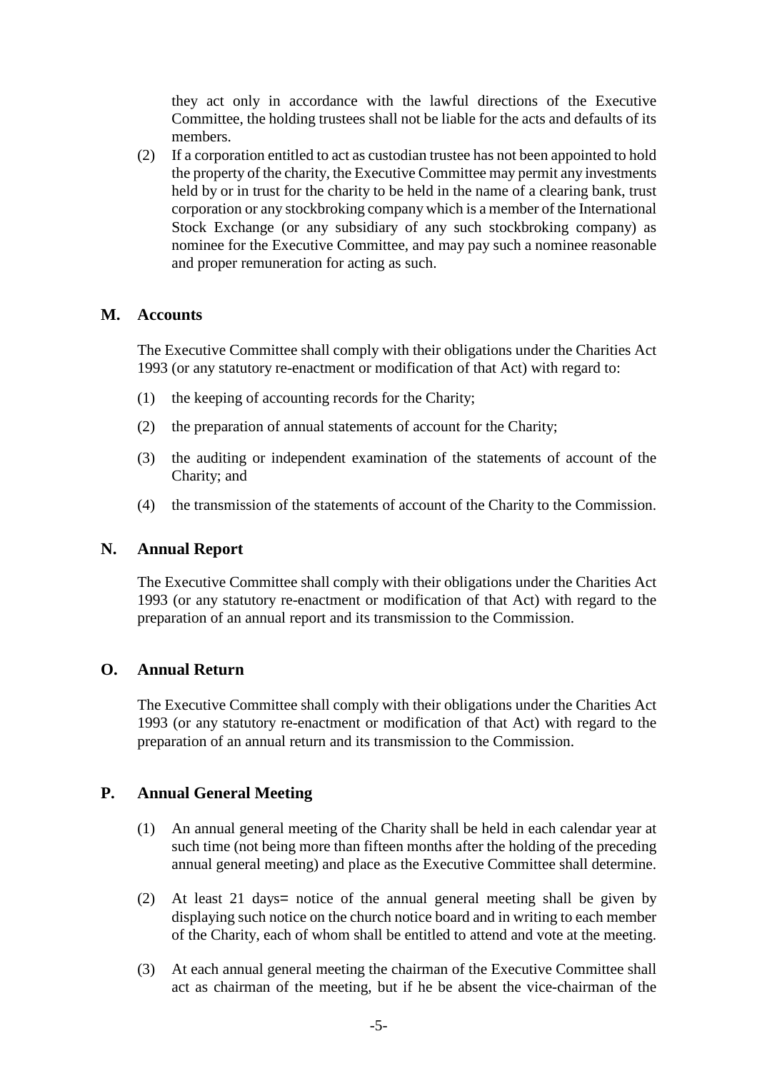they act only in accordance with the lawful directions of the Executive Committee, the holding trustees shall not be liable for the acts and defaults of its members.

(2) If a corporation entitled to act as custodian trustee has not been appointed to hold the property of the charity, the Executive Committee may permit any investments held by or in trust for the charity to be held in the name of a clearing bank, trust corporation or any stockbroking company which is a member of the International Stock Exchange (or any subsidiary of any such stockbroking company) as nominee for the Executive Committee, and may pay such a nominee reasonable and proper remuneration for acting as such.

## M. Accounts

The Executive Committee shall comply with their obligations under the Charities Act 1993 (or any statutory re-enactment or modification of that Act) with regard to:

(1) the keeping of accounting records for the Charity;

(2) the preparation of annual statements of account for the Charity;

(3) the auditing or independent examination of the statements of account of the Charity; and

(4) the transmission of the statements of account of the Charity to the Commission.

## N. Annual Report

The Executive Committee shall comply with their obligations under the Charities Act 1993 (or any statutory re-enactment or modification of that Act) with regard to the preparation of an annual report and its transmission to the Commission.

## O. Annual Return

The Executive Committee shall comply with their obligations under the Charities Act 1993 (or any statutory re-enactment or modification of that Act) with regard to the preparation of an annual return and its transmission to the Commission.

## P. Annual General Meeting

(1) An annual general meeting of the Charity shall be held in each calendar year at such time (not being more than fifteen months after the holding of the preceding annual general meeting) and place as the Executive Committee shall determine.

(2) At least 21 days= notice of the annual general meeting shall be given by displaying such notice on the church notice board and in writing to each member of the Charity, each of whom shall be entitled to attend and vote at the meeting.

(3) At each annual general meeting the chairman of the Executive Committee shall act as chairman of the meeting, but if he be absent the vice-chairman of the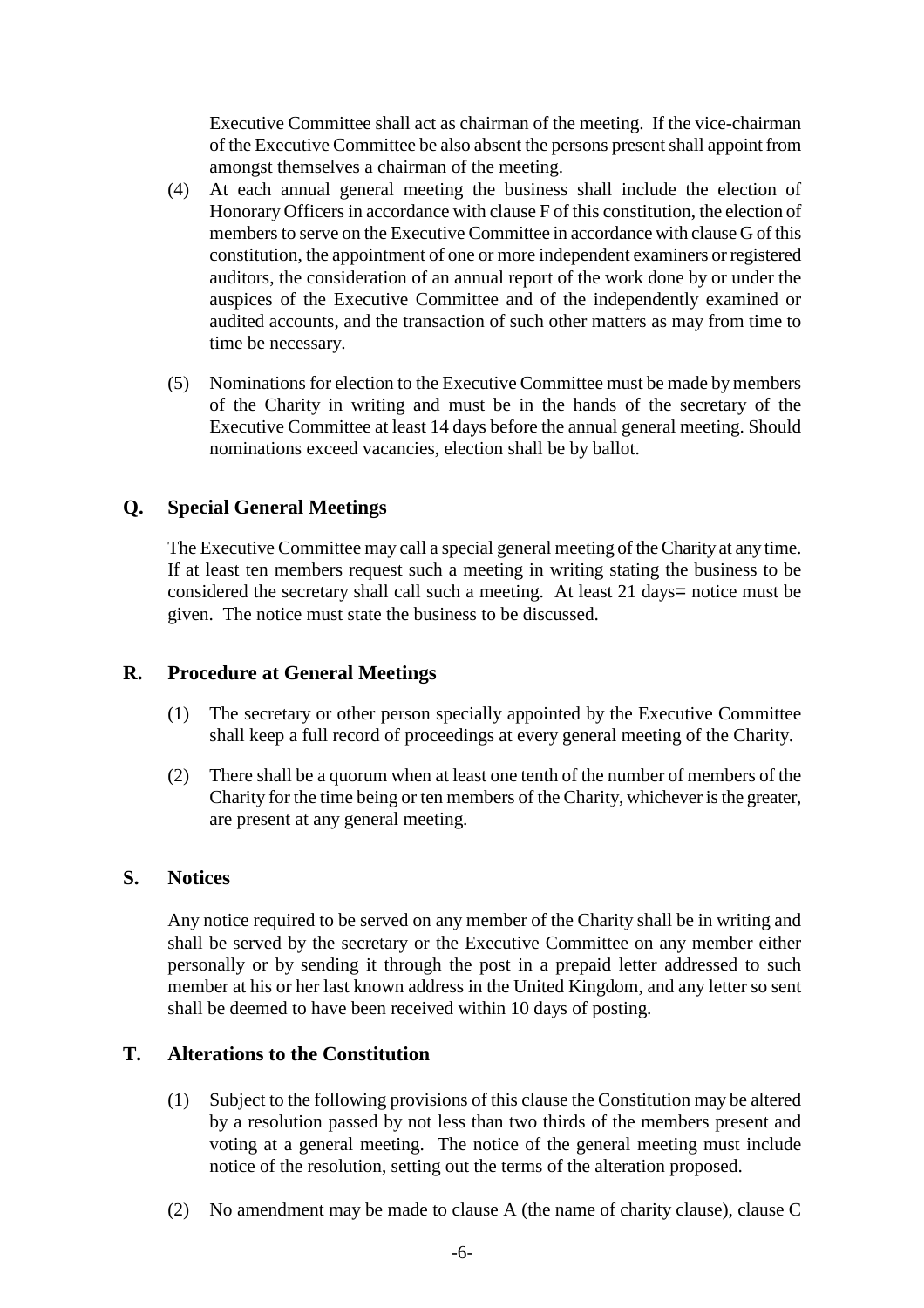Executive Committee shall act as chairman of the meeting. If the vice-chairman of the Executive Committee be also absent the persons present shall appoint from amongst themselves a chairman of the meeting.

(4) At each annual general meeting the business shall include the election of Honorary Officers in accordance with clause F of this constitution, the election of members to serve on the Executive Committee in accordance with clause G of this constitution, the appointment of one or more independent examiners or registered auditors, the consideration of an annual report of the work done by or under the auspices of the Executive Committee and of the independently examined or audited accounts, and the transaction of such other matters as may from time to time be necessary.

(5) Nominations for election to the Executive Committee must be made by members of the Charity in writing and must be in the hands of the secretary of the Executive Committee at least 14 days before the annual general meeting. Should nominations exceed vacancies, election shall be by ballot.

## Q. Special General Meetings

The Executive Committee may call a special general meeting of the Charity at any time. If at least ten members request such a meeting in writing stating the business to be considered the secretary shall call such a meeting. At least 21 days= notice must be given. The notice must state the business to be discussed.

## R. Procedure at General Meetings

(1) The secretary or other person specially appointed by the Executive Committee shall keep a full record of proceedings at every general meeting of the Charity.

(2) There shall be a quorum when at least one tenth of the number of members of the Charity for the time being or ten members of the Charity, whichever is the greater, are present at any general meeting.

## S. Notices

Any notice required to be served on any member of the Charity shall be in writing and shall be served by the secretary or the Executive Committee on any member either personally or by sending it through the post in a prepaid letter addressed to such member at his or her last known address in the United Kingdom, and any letter so sent shall be deemed to have been received within 10 days of posting.

## T. Alterations to the Constitution

(1) Subject to the following provisions of this clause the Constitution may be altered by a resolution passed by not less than two thirds of the members present and voting at a general meeting. The notice of the general meeting must include notice of the resolution, setting out the terms of the alteration proposed.

(2) No amendment may be made to clause A (the name of charity clause), clause C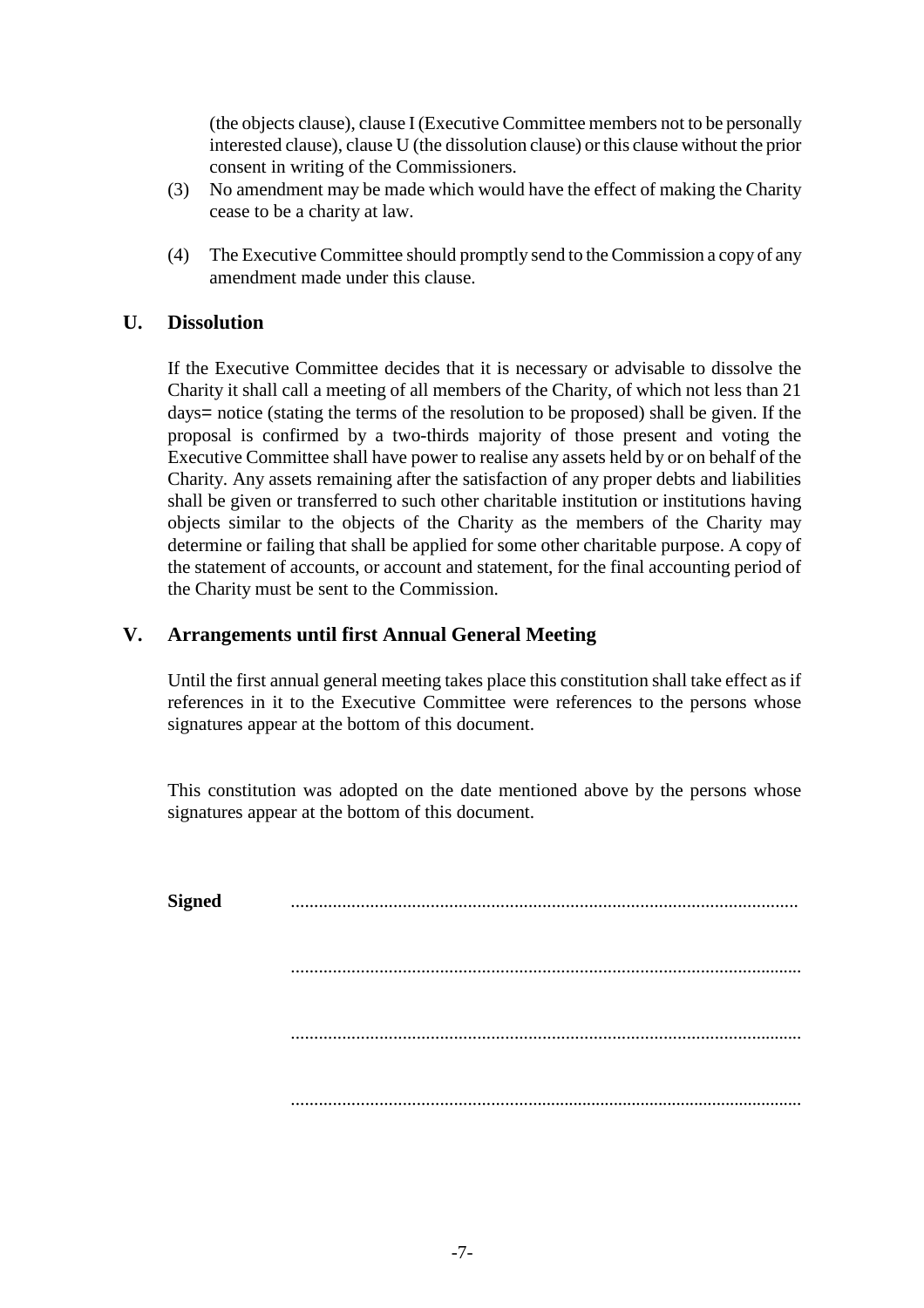(the objects clause), clause I (Executive Committee members not to be personally interested clause), clause U (the dissolution clause) or this clause without the prior consent in writing of the Commissioners.

(3) No amendment may be made which would have the effect of making the Charity cease to be a charity at law.

(4) The Executive Committee should promptly send to the Commission a copy of any amendment made under this clause.

## U. Dissolution

If the Executive Committee decides that it is necessary or advisable to dissolve the Charity it shall call a meeting of all members of the Charity, of which not less than 21 days= notice (stating the terms of the resolution to be proposed) shall be given. If the proposal is confirmed by a two-thirds majority of those present and voting the Executive Committee shall have power to realise any assets held by or on behalf of the Charity. Any assets remaining after the satisfaction of any proper debts and liabilities shall be given or transferred to such other charitable institution or institutions having objects similar to the objects of the Charity as the members of the Charity may determine or failing that shall be applied for some other charitable purpose. A copy of the statement of accounts, or account and statement, for the final accounting period of the Charity must be sent to the Commission.

## V. Arrangements until first Annual General Meeting

Until the first annual general meeting takes place this constitution shall take effect as if references in it to the Executive Committee were references to the persons whose signatures appear at the bottom of this document.

This constitution was adopted on the date mentioned above by the persons whose signatures appear at the bottom of this document.

**Signed** ............................................................................................................

............................................................................................................

............................................................................................................

............................................................................................................